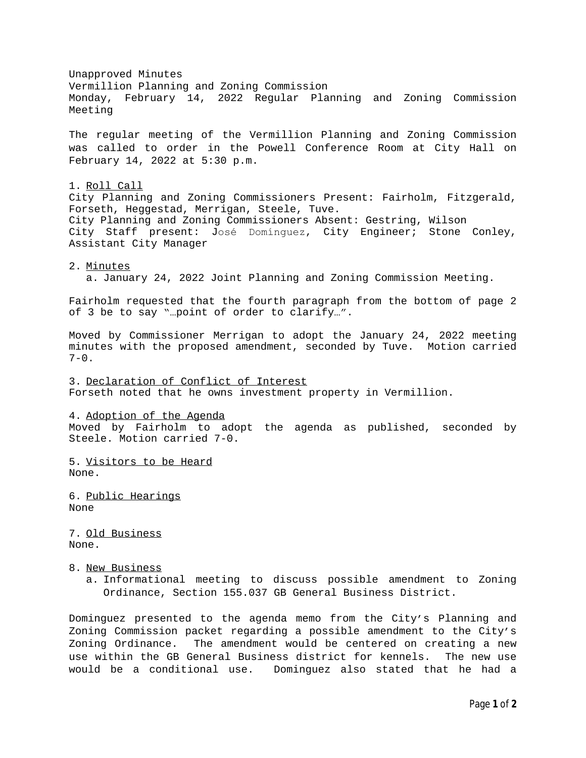Unapproved Minutes
Vermillion Planning and Zoning Commission
Monday, February 14, 2022 Regular Planning and Zoning Commission Meeting

The regular meeting of the Vermillion Planning and Zoning Commission was called to order in the Powell Conference Room at City Hall on February 14, 2022 at 5:30 p.m.

1. Roll Call

City Planning and Zoning Commissioners Present: Fairholm, Fitzgerald, Forseth, Heggestad, Merrigan, Steele, Tuve.
City Planning and Zoning Commissioners Absent: Gestring, Wilson
City Staff present: José Domínguez, City Engineer; Stone Conley, Assistant City Manager

2. Minutes
   a. January 24, 2022 Joint Planning and Zoning Commission Meeting.

Fairholm requested that the fourth paragraph from the bottom of page 2 of 3 be to say "…point of order to clarify…".

Moved by Commissioner Merrigan to adopt the January 24, 2022 meeting minutes with the proposed amendment, seconded by Tuve. Motion carried 7-0.

3. Declaration of Conflict of Interest

Forseth noted that he owns investment property in Vermillion.

4. Adoption of the Agenda

Moved by Fairholm to adopt the agenda as published, seconded by Steele. Motion carried 7-0.

5. Visitors to be Heard

None.

6. Public Hearings

None

7. Old Business

None.

8. New Business
   a. Informational meeting to discuss possible amendment to Zoning Ordinance, Section 155.037 GB General Business District.

Dominguez presented to the agenda memo from the City's Planning and Zoning Commission packet regarding a possible amendment to the City's Zoning Ordinance. The amendment would be centered on creating a new use within the GB General Business district for kennels. The new use would be a conditional use. Dominguez also stated that he had a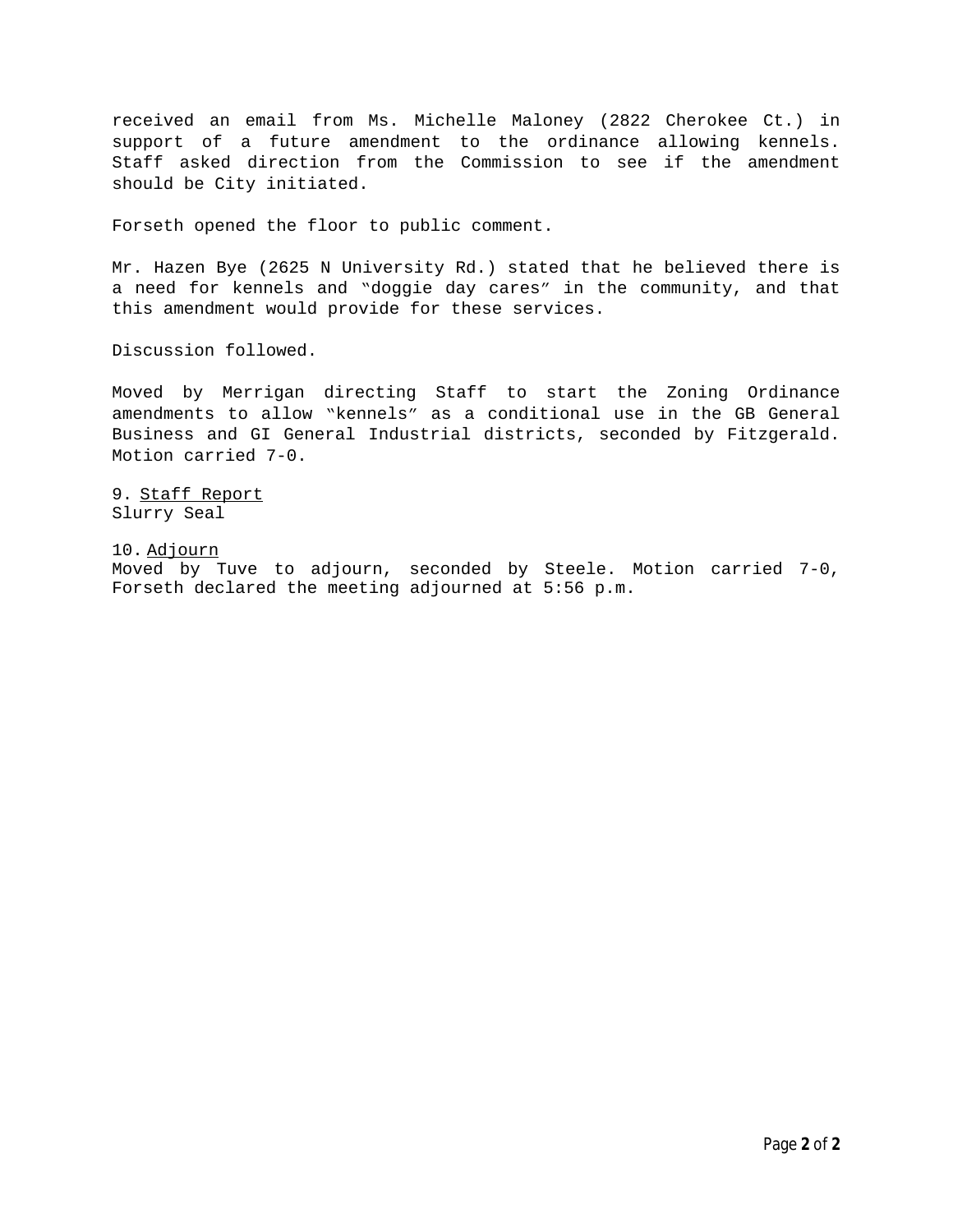received an email from Ms. Michelle Maloney (2822 Cherokee Ct.) in support of a future amendment to the ordinance allowing kennels. Staff asked direction from the Commission to see if the amendment should be City initiated.

Forseth opened the floor to public comment.

Mr. Hazen Bye (2625 N University Rd.) stated that he believed there is a need for kennels and "doggie day cares" in the community, and that this amendment would provide for these services.

Discussion followed.

Moved by Merrigan directing Staff to start the Zoning Ordinance amendments to allow "kennels" as a conditional use in the GB General Business and GI General Industrial districts, seconded by Fitzgerald. Motion carried 7-0.

9. <u>Staff Report</u>
Slurry Seal

10. <u>Adjourn</u>
Moved by Tuve to adjourn, seconded by Steele. Motion carried 7-0, Forseth declared the meeting adjourned at 5:56 p.m.